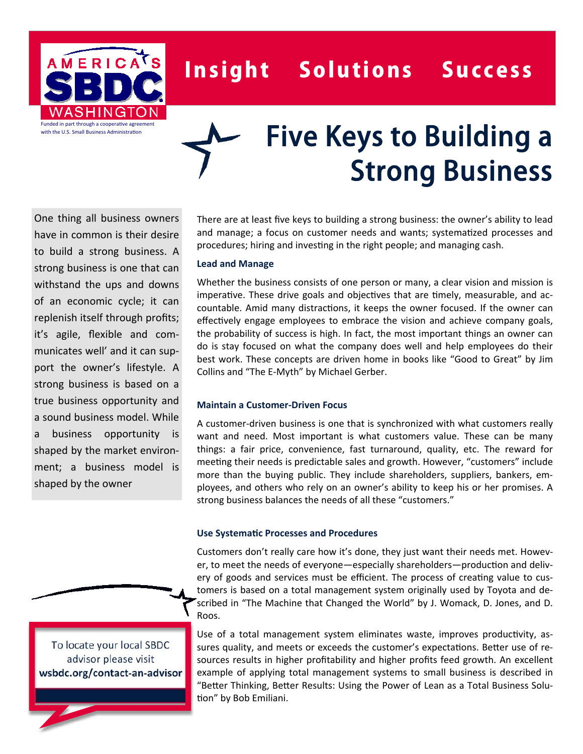AMERICA'S SBDC WASHINGTON

Funded in part through a cooperative agreement with the U.S. Small Business Administration

**Insight Solutions Success**

# Five Keys to Building a Strong Business

One thing all business owners have in common is their desire to build a strong business. A strong business is one that can withstand the ups and downs of an economic cycle; it can replenish itself through profits; it's agile, flexible and communicates well' and it can support the owner's lifestyle. A strong business is based on a true business opportunity and a sound business model. While a business opportunity is shaped by the market environment; a business model is shaped by the owner

There are at least five keys to building a strong business: the owner's ability to lead and manage; a focus on customer needs and wants; systematized processes and procedures; hiring and investing in the right people; and managing cash.

### Lead and Manage

Whether the business consists of one person or many, a clear vision and mission is imperative. These drive goals and objectives that are timely, measurable, and accountable. Amid many distractions, it keeps the owner focused. If the owner can effectively engage employees to embrace the vision and achieve company goals, the probability of success is high. In fact, the most important things an owner can do is stay focused on what the company does well and help employees do their best work. These concepts are driven home in books like "Good to Great" by Jim Collins and "The E-Myth" by Michael Gerber.

### Maintain a Customer-Driven Focus

A customer-driven business is one that is synchronized with what customers really want and need. Most important is what customers value. These can be many things: a fair price, convenience, fast turnaround, quality, etc. The reward for meeting their needs is predictable sales and growth. However, "customers" include more than the buying public. They include shareholders, suppliers, bankers, employees, and others who rely on an owner's ability to keep his or her promises. A strong business balances the needs of all these "customers."

### Use Systematic Processes and Procedures

Customers don't really care how it's done, they just want their needs met. However, to meet the needs of everyone—especially shareholders—production and delivery of goods and services must be efficient. The process of creating value to customers is based on a total management system originally used by Toyota and described in "The Machine that Changed the World" by J. Womack, D. Jones, and D. Roos.

Use of a total management system eliminates waste, improves productivity, assures quality, and meets or exceeds the customer's expectations. Better use of resources results in higher profitability and higher profits feed growth. An excellent example of applying total management systems to small business is described in "Better Thinking, Better Results: Using the Power of Lean as a Total Business Solution" by Bob Emiliani.

To locate your local SBDC advisor please visit **wsbdc.org/contact-an-advisor**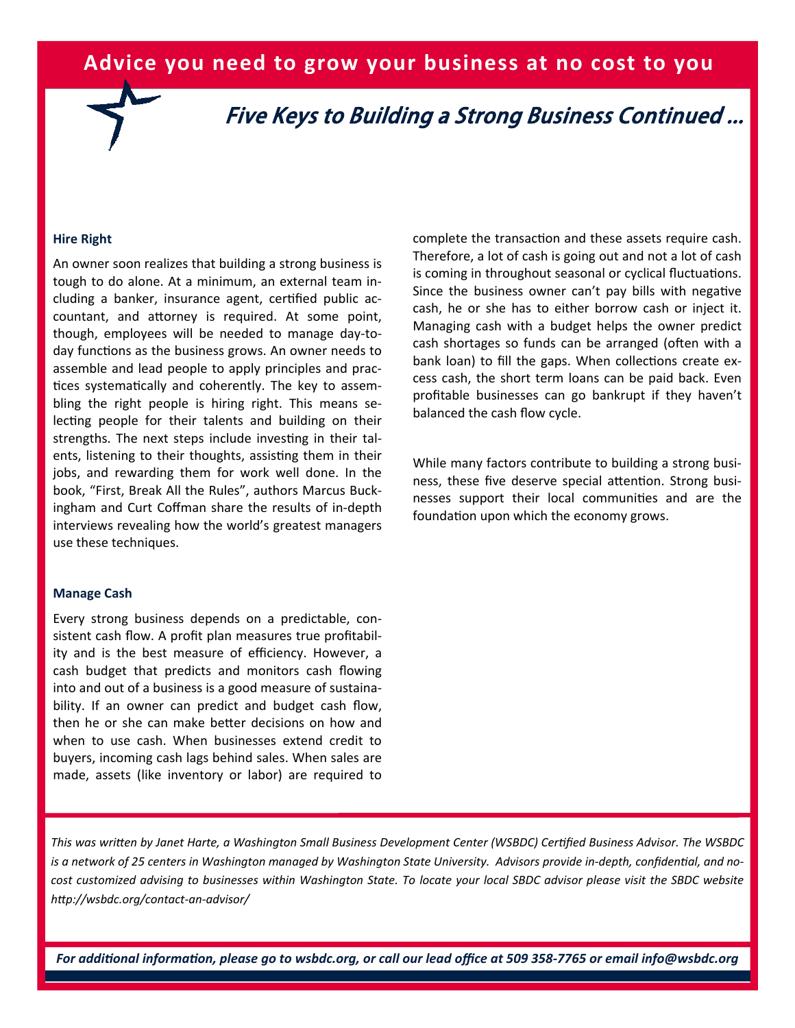# Advice you need to grow your business at no cost to you

## *Five Keys to Building a Strong Business Continued …*

**Hire Right**

An owner soon realizes that building a strong business is tough to do alone. At a minimum, an external team including a banker, insurance agent, certified public accountant, and attorney is required. At some point, though, employees will be needed to manage day-to-day functions as the business grows. An owner needs to assemble and lead people to apply principles and practices systematically and coherently. The key to assembling the right people is hiring right. This means selecting people for their talents and building on their strengths. The next steps include investing in their talents, listening to their thoughts, assisting them in their jobs, and rewarding them for work well done. In the book, "First, Break All the Rules", authors Marcus Buckingham and Curt Coffman share the results of in-depth interviews revealing how the world's greatest managers use these techniques.

**Manage Cash**

Every strong business depends on a predictable, consistent cash flow. A profit plan measures true profitability and is the best measure of efficiency. However, a cash budget that predicts and monitors cash flowing into and out of a business is a good measure of sustainability. If an owner can predict and budget cash flow, then he or she can make better decisions on how and when to use cash. When businesses extend credit to buyers, incoming cash lags behind sales. When sales are made, assets (like inventory or labor) are required to complete the transaction and these assets require cash. Therefore, a lot of cash is going out and not a lot of cash is coming in throughout seasonal or cyclical fluctuations. Since the business owner can't pay bills with negative cash, he or she has to either borrow cash or inject it. Managing cash with a budget helps the owner predict cash shortages so funds can be arranged (often with a bank loan) to fill the gaps. When collections create excess cash, the short term loans can be paid back. Even profitable businesses can go bankrupt if they haven't balanced the cash flow cycle.

While many factors contribute to building a strong business, these five deserve special attention. Strong businesses support their local communities and are the foundation upon which the economy grows.

*This was written by Janet Harte, a Washington Small Business Development Center (WSBDC) Certified Business Advisor. The WSBDC is a network of 25 centers in Washington managed by Washington State University. Advisors provide in-depth, confidential, and no-cost customized advising to businesses within Washington State. To locate your local SBDC advisor please visit the SBDC website http://wsbdc.org/contact-an-advisor/*

***For additional information, please go to wsbdc.org, or call our lead office at 509 358-7765 or email info@wsbdc.org***